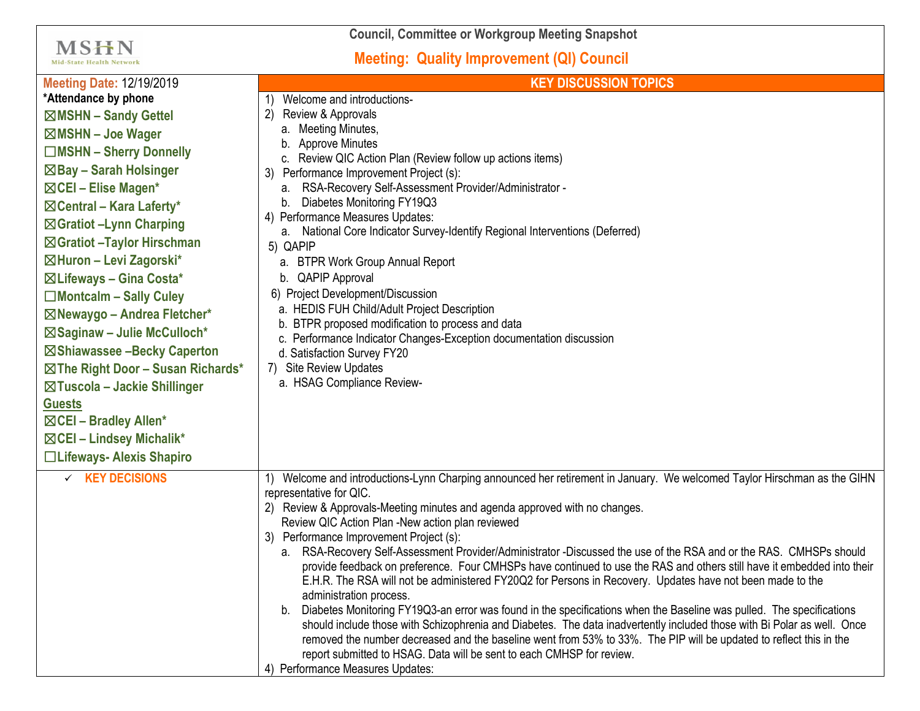MSHN
Mid-State Health Network

**Council, Committee or Workgroup Meeting Snapshot**

## Meeting: Quality Improvement (QI) Council

| **Meeting Date:** 12/19/2019 | **KEY DISCUSSION TOPICS** |
|---|---|
| ***Attendance by phone**<br>☒MSHN – Sandy Gettel<br>☒MSHN – Joe Wager<br>☐MSHN – Sherry Donnelly<br>☒Bay – Sarah Holsinger<br>☒CEI – Elise Magen*<br>☒Central – Kara Laferty*<br>☒Gratiot –Lynn Charping<br>☒Gratiot –Taylor Hirschman<br>☒Huron – Levi Zagorski*<br>☒Lifeways – Gina Costa*<br>☐Montcalm – Sally Culey<br>☒Newaygo – Andrea Fletcher*<br>☒Saginaw – Julie McCulloch*<br>☒Shiawassee –Becky Caperton<br>☒The Right Door – Susan Richards*<br>☒Tuscola – Jackie Shillinger<br>**Guests**<br>☒CEI – Bradley Allen*<br>☒CEI – Lindsey Michalik*<br>☐Lifeways- Alexis Shapiro | 1) Welcome and introductions-<br>2) Review & Approvals<br>a. Meeting Minutes,<br>b. Approve Minutes<br>c. Review QIC Action Plan (Review follow up actions items)<br>3) Performance Improvement Project (s):<br>a. RSA-Recovery Self-Assessment Provider/Administrator -<br>b. Diabetes Monitoring FY19Q3<br>4) Performance Measures Updates:<br>a. National Core Indicator Survey-Identify Regional Interventions (Deferred)<br>5) QAPIP<br>a. BTPR Work Group Annual Report<br>b. QAPIP Approval<br>6) Project Development/Discussion<br>a. HEDIS FUH Child/Adult Project Description<br>b. BTPR proposed modification to process and data<br>c. Performance Indicator Changes-Exception documentation discussion<br>d. Satisfaction Survey FY20<br>7) Site Review Updates<br>a. HSAG Compliance Review- |
| ✓ **KEY DECISIONS** | 1) Welcome and introductions-Lynn Charping announced her retirement in January. We welcomed Taylor Hirschman as the GIHN representative for QIC.<br>2) Review & Approvals-Meeting minutes and agenda approved with no changes.<br>Review QIC Action Plan -New action plan reviewed<br>3) Performance Improvement Project (s):<br>a. RSA-Recovery Self-Assessment Provider/Administrator -Discussed the use of the RSA and or the RAS. CMHSPs should provide feedback on preference. Four CMHSPs have continued to use the RAS and others still have it embedded into their E.H.R. The RSA will not be administered FY20Q2 for Persons in Recovery. Updates have not been made to the administration process.<br>b. Diabetes Monitoring FY19Q3-an error was found in the specifications when the Baseline was pulled. The specifications should include those with Schizophrenia and Diabetes. The data inadvertently included those with Bi Polar as well. Once removed the number decreased and the baseline went from 53% to 33%. The PIP will be updated to reflect this in the report submitted to HSAG. Data will be sent to each CMHSP for review.<br>4) Performance Measures Updates: |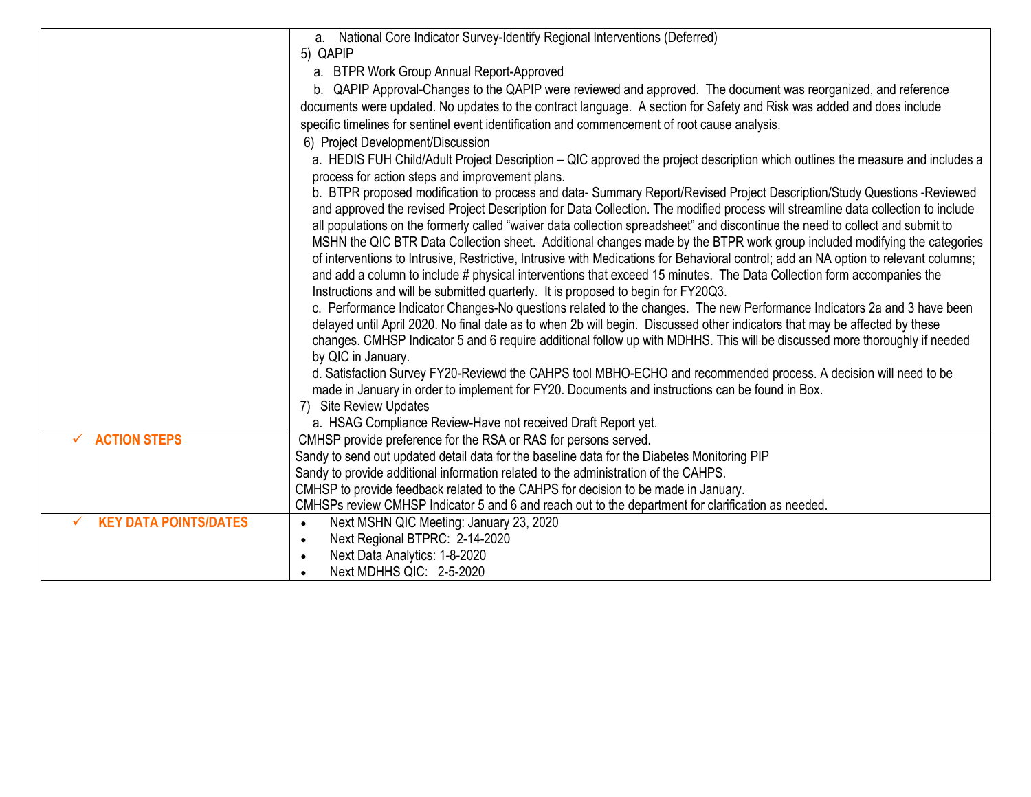| | |
|---|---|
| | a. National Core Indicator Survey-Identify Regional Interventions (Deferred)<br>5) QAPIP<br>a. BTPR Work Group Annual Report-Approved<br>b. QAPIP Approval-Changes to the QAPIP were reviewed and approved. The document was reorganized, and reference documents were updated. No updates to the contract language. A section for Safety and Risk was added and does include specific timelines for sentinel event identification and commencement of root cause analysis.<br>6) Project Development/Discussion<br>a. HEDIS FUH Child/Adult Project Description – QIC approved the project description which outlines the measure and includes a process for action steps and improvement plans.<br>b. BTPR proposed modification to process and data- Summary Report/Revised Project Description/Study Questions -Reviewed and approved the revised Project Description for Data Collection. The modified process will streamline data collection to include all populations on the formerly called "waiver data collection spreadsheet" and discontinue the need to collect and submit to MSHN the QIC BTR Data Collection sheet. Additional changes made by the BTPR work group included modifying the categories of interventions to Intrusive, Restrictive, Intrusive with Medications for Behavioral control; add an NA option to relevant columns; and add a column to include # physical interventions that exceed 15 minutes. The Data Collection form accompanies the Instructions and will be submitted quarterly. It is proposed to begin for FY20Q3.<br>c. Performance Indicator Changes-No questions related to the changes. The new Performance Indicators 2a and 3 have been delayed until April 2020. No final date as to when 2b will begin. Discussed other indicators that may be affected by these changes. CMHSP Indicator 5 and 6 require additional follow up with MDHHS. This will be discussed more thoroughly if needed by QIC in January.<br>d. Satisfaction Survey FY20-Reviewd the CAHPS tool MBHO-ECHO and recommended process. A decision will need to be made in January in order to implement for FY20. Documents and instructions can be found in Box.<br>7) Site Review Updates<br>a. HSAG Compliance Review-Have not received Draft Report yet. |
| ✓ **ACTION STEPS** | CMHSP provide preference for the RSA or RAS for persons served.<br>Sandy to send out updated detail data for the baseline data for the Diabetes Monitoring PIP<br>Sandy to provide additional information related to the administration of the CAHPS.<br>CMHSP to provide feedback related to the CAHPS for decision to be made in January.<br>CMHSPs review CMHSP Indicator 5 and 6 and reach out to the department for clarification as needed. |
| ✓ **KEY DATA POINTS/DATES** | • Next MSHN QIC Meeting: January 23, 2020<br>• Next Regional BTPRC: 2-14-2020<br>• Next Data Analytics: 1-8-2020<br>• Next MDHHS QIC: 2-5-2020 |